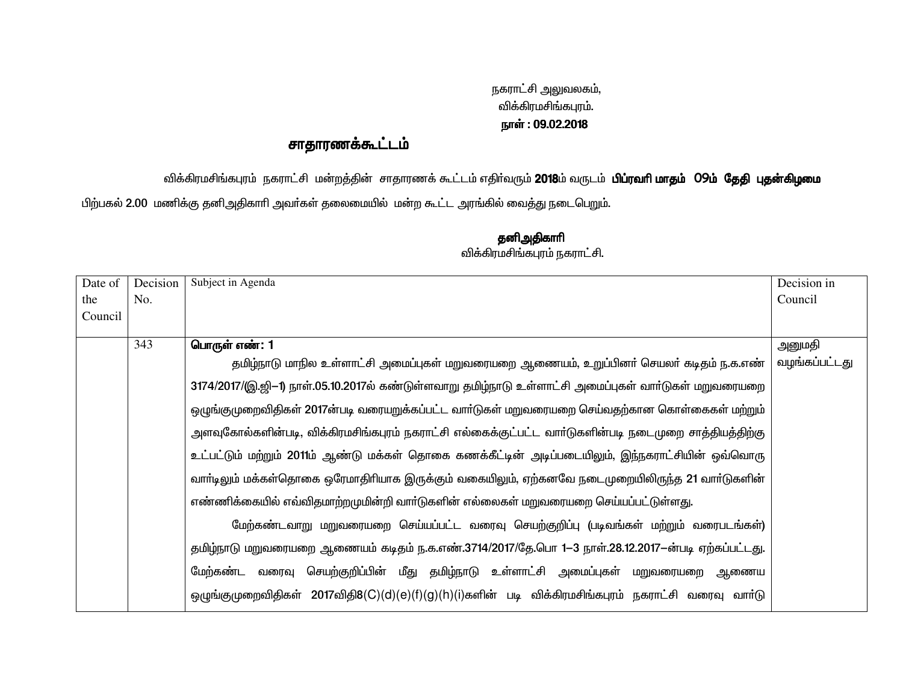நகராட்சி அலுவலகம்,
விக்கிரமசிங்கபுரம்.
**நாள் : 09.02.2018**

## சாதாரணக்கூட்டம்

விக்கிரமசிங்கபுரம் நகராட்சி மன்றத்தின் சாதாரணக் கூட்டம் எதிர்வரும் **2018**ம் வருடம் **பிப்ரவரி மாதம் 09ம் தேதி புதன்கிழமை** பிற்பகல் **2.00** மணிக்கு தனிஅதிகாரி அவர்கள் தலைமையில் மன்ற கூட்ட அரங்கில் வைத்து நடைபெறும்.

**தனிஅதிகாரி**
விக்கிரமசிங்கபுரம் நகராட்சி.

| Date of the Council | Decision No. | Subject in Agenda | Decision in Council |
|---|---|---|---|
| | 343 | **பொருள் எண்: 1**<br>தமிழ்நாடு மாநில உள்ளாட்சி அமைப்புகள் மறுவரையறை ஆணையம், உறுப்பினர் செயலர் கடிதம் ந.க.எண் 3174/2017/(இ.ஜி–1) நாள்.05.10.2017ல் கண்டுள்ளவாறு தமிழ்நாடு உள்ளாட்சி அமைப்புகள் வார்டுகள் மறுவரையறை ஒழுங்குமுறைவிதிகள் 2017ன்படி வரையறுக்கப்பட்ட வார்டுகள் மறுவரையறை செய்வதற்கான கொள்கைகள் மற்றும் அளவுகோல்களின்படி, விக்கிரமசிங்கபுரம் நகராட்சி எல்கைக்குட்பட்ட வார்டுகளின்படி நடைமுறை சாத்தியத்திற்கு உட்பட்டும் மற்றும் 2011ம் ஆண்டு மக்கள் தொகை கணக்கீட்டின் அடிப்படையிலும், இந்நகராட்சியின் ஒவ்வொரு வார்டிலும் மக்கள்தொகை ஒரேமாதிரியாக இருக்கும் வகையிலும், ஏற்கனவே நடைமுறையிலிருந்த 21 வார்டுகளின் எண்ணிக்கையில் எவ்விதமாற்றமுமின்றி வார்டுகளின் எல்லைகள் மறுவரையறை செய்யப்பட்டுள்ளது.<br>மேற்கண்டவாறு மறுவரையறை செய்யப்பட்ட வரைவு செயற்குறிப்பு (படிவங்கள் மற்றும் வரைபடங்கள்) தமிழ்நாடு மறுவரையறை ஆணையம் கடிதம் ந.க.எண்.3714/2017/தே.பொ 1–3 நாள்.28.12.2017–ன்படி ஏற்கப்பட்டது. மேற்கண்ட வரைவு செயற்குறிப்பின் மீது தமிழ்நாடு உள்ளாட்சி அமைப்புகள் மறுவரையறை ஆணைய ஒழுங்குமுறைவிதிகள் 2017விதி8(C)(d)(e)(f)(g)(h)(i)களின் படி விக்கிரமசிங்கபுரம் நகராட்சி வரைவு வார்டு | அனுமதி வழங்கப்பட்டது |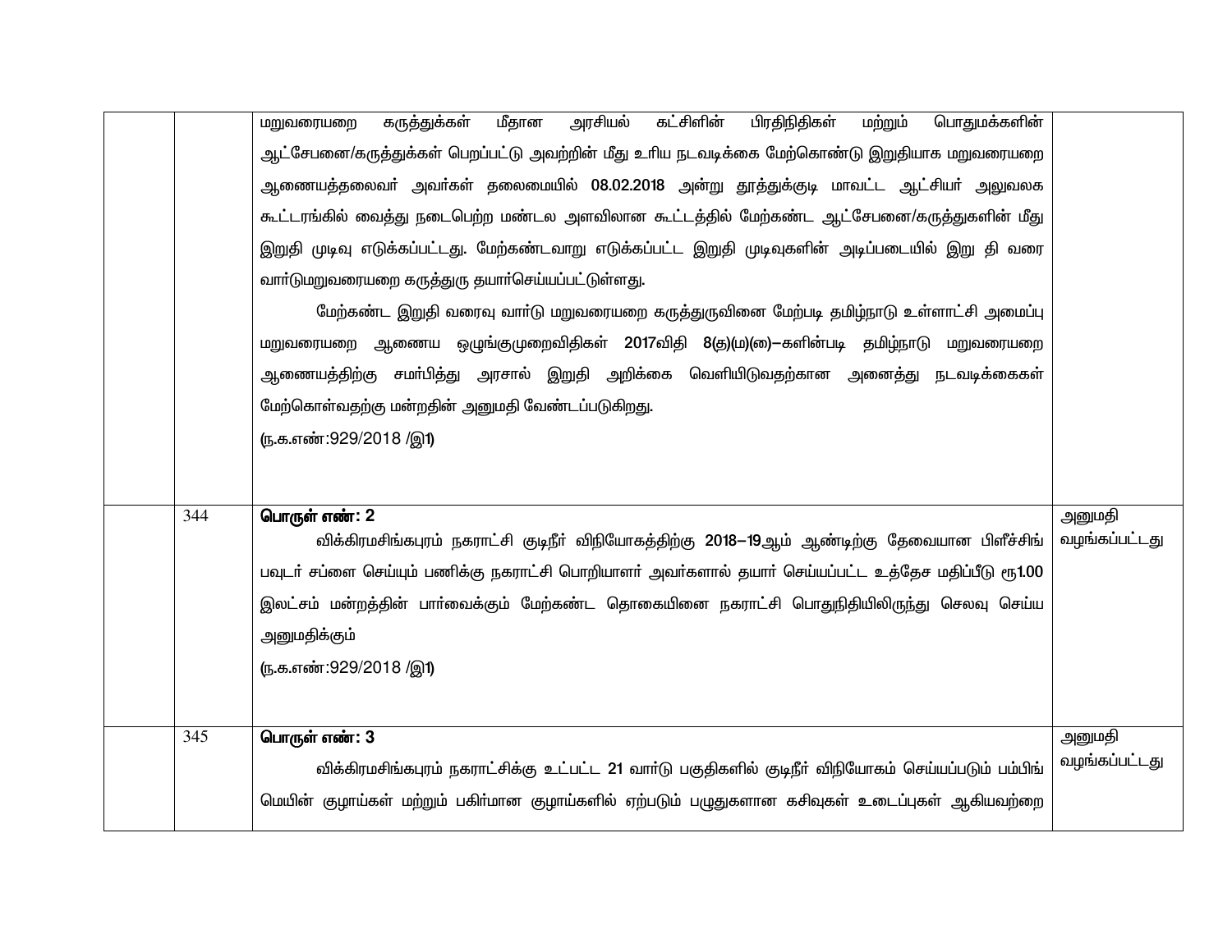| | | | |
|---|---|---|---|
| | | மறுவரையறை கருத்துக்கள் மீதான அரசியல் கட்சிளின் பிரதிநிதிகள் மற்றும் பொதுமக்களின் ஆட்சேபனை/கருத்துக்கள் பெறப்பட்டு அவற்றின் மீது உரிய நடவடிக்கை மேற்கொண்டு இறுதியாக மறுவரையறை ஆணையத்தலைவர் அவர்கள் தலைமையில் 08.02.2018 அன்று தூத்துக்குடி மாவட்ட ஆட்சியர் அலுவலக கூட்டரங்கில் வைத்து நடைபெற்ற மண்டல அளவிலான கூட்டத்தில் மேற்கண்ட ஆட்சேபனை/கருத்துகளின் மீது இறுதி முடிவு எடுக்கப்பட்டது. மேற்கண்டவாறு எடுக்கப்பட்ட இறுதி முடிவுகளின் அடிப்படையில் இறு தி வரை வார்டுமறுவரையறை கருத்துரு தயார்செய்யப்பட்டுள்ளது.<br>மேற்கண்ட இறுதி வரைவு வார்டு மறுவரையறை கருத்துருவினை மேற்படி தமிழ்நாடு உள்ளாட்சி அமைப்பு மறுவரையறை ஆணைய ஒழுங்குமுறைவிதிகள் 2017விதி 8(கு)(ம)(ஊ)–களின்படி தமிழ்நாடு மறுவரையறை ஆணையத்திற்கு சமர்பித்து அரசால் இறுதி அறிக்கை வெளியிடுவதற்கான அனைத்து நடவடிக்கைகள் மேற்கொள்வதற்கு மன்றதின் அனுமதி வேண்டப்படுகிறது.<br>(ந.க.எண்:929/2018 /இ1) | |
| | 344 | **பொருள் எண்: 2**<br>விக்கிரமசிங்கபுரம் நகராட்சி குடிநீர் விநியோகத்திற்கு 2018–19ஆம் ஆண்டிற்கு தேவையான பிளீச்சிங் பவுடர் சப்ளை செய்யும் பணிக்கு நகராட்சி பொறியாளர் அவர்களால் தயார் செய்யப்பட்ட உத்தேச மதிப்பீடு ரூ1.00 இலட்சம் மன்றத்தின் பார்வைக்கும் மேற்கண்ட தொகையினை நகராட்சி பொதுநிதியிலிருந்து செலவு செய்ய அனுமதிக்கும்<br>(ந.க.எண்:929/2018 /இ1) | அனுமதி வழங்கப்பட்டது |
| | 345 | **பொருள் எண்: 3**<br>விக்கிரமசிங்கபுரம் நகராட்சிக்கு உட்பட்ட 21 வார்டு பகுதிகளில் குடிநீர் விநியோகம் செய்யப்படும் பம்பிங் மெயின் குழாய்கள் மற்றும் பகிர்மான குழாய்களில் ஏற்படும் பழுதுகளான கசிவுகள் உடைப்புகள் ஆகியவற்றை | அனுமதி வழங்கப்பட்டது |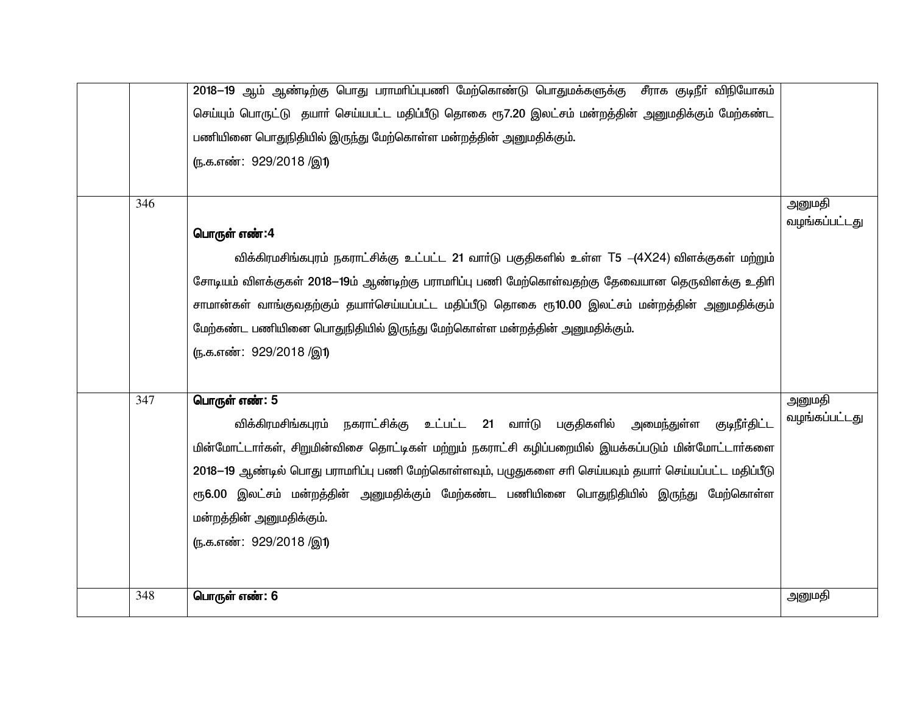|  |  |  |  |
|---|---|---|---|
|  |  | 2018–19 ஆம் ஆண்டிற்கு பொது பராமரிப்புபணி மேற்கொண்டு பொதுமக்களுக்கு சீராக குடிநீர் விநியோகம் செய்யும் பொருட்டு தயார் செய்யபட்ட மதிப்பீடு தொகை ரூ7.20 இலட்சம் மன்றத்தின் அனுமதிக்கும் மேற்கண்ட பணியினை பொதுநிதியில் இருந்து மேற்கொள்ள மன்றத்தின் அனுமதிக்கும்.<br>(ந.க.எண்: 929/2018 /இ1) |  |
|  | 346 | **பொருள் எண்:4**<br>விக்கிரமசிங்கபுரம் நகராட்சிக்கு உட்பட்ட 21 வார்டு பகுதிகளில் உள்ள T5 –(4X24) விளக்குகள் மற்றும் சோடியம் விளக்குகள் 2018–19ம் ஆண்டிற்கு பராமரிப்பு பணி மேற்கொள்வதற்கு தேவையான தெருவிளக்கு உதிரி சாமான்கள் வாங்குவதற்கும் தயார்செய்யப்பட்ட மதிப்பீடு தொகை ரூ10.00 இலட்சம் மன்றத்தின் அனுமதிக்கும் மேற்கண்ட பணியினை பொதுநிதியில் இருந்து மேற்கொள்ள மன்றத்தின் அனுமதிக்கும்.<br>(ந.க.எண்: 929/2018 /இ1) | அனுமதி வழங்கப்பட்டது |
|  | 347 | **பொருள் எண்: 5**<br>விக்கிரமசிங்கபுரம் நகராட்சிக்கு உட்பட்ட 21 வார்டு பகுதிகளில் அமைந்துள்ள குடிநீர்திட்ட மின்மோட்டார்கள், சிறுமின்விசை தொட்டிகள் மற்றும் நகராட்சி கழிப்பறையில் இயக்கப்படும் மின்மோட்டார்களை 2018–19 ஆண்டில் பொது பராமரிப்பு பணி மேற்கொள்ளவும், பழுதுகளை சரி செய்யவும் தயார் செய்யப்பட்ட மதிப்பீடு ரூ6.00 இலட்சம் மன்றத்தின் அனுமதிக்கும் மேற்கண்ட பணியினை பொதுநிதியில் இருந்து மேற்கொள்ள மன்றத்தின் அனுமதிக்கும்.<br>(ந.க.எண்: 929/2018 /இ1) | அனுமதி வழங்கப்பட்டது |
|  | 348 | **பொருள் எண்: 6** | அனுமதி |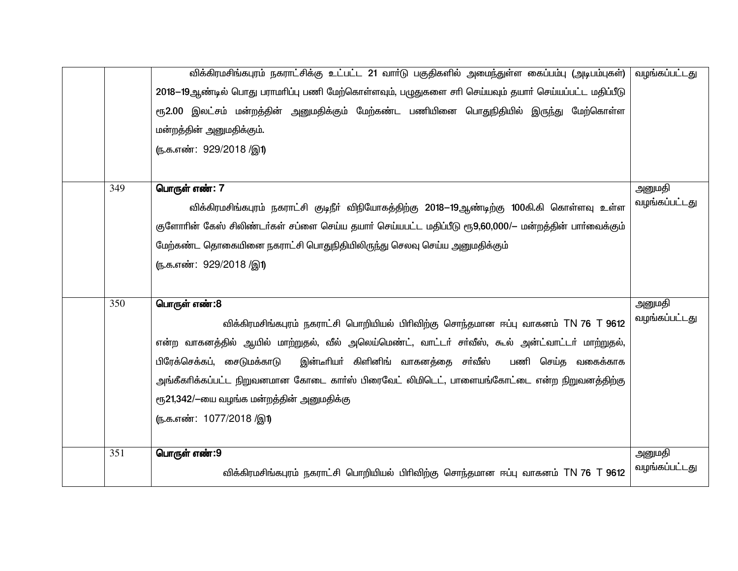| | | | |
|---|---|---|---|
| | | விக்கிரமசிங்கபுரம் நகராட்சிக்கு உட்பட்ட 21 வார்டு பகுதிகளில் அமைந்துள்ள கைப்பம்பு (அடிபம்புகள்) 2018–19ஆண்டில் பொது பராமரிப்பு பணி மேற்கொள்ளவும், பழுதுகளை சரி செய்யவும் தயார் செய்யப்பட்ட மதிப்பீடு ரூ2.00 இலட்சம் மன்றத்தின் அனுமதிக்கும் மேற்கண்ட பணியினை பொதுநிதியில் இருந்து மேற்கொள்ள மன்றத்தின் அனுமதிக்கும்.<br>(ந.க.எண்: 929/2018 /இ1) | வழங்கப்பட்டது |
| | 349 | **பொருள் எண்: 7**<br>விக்கிரமசிங்கபுரம் நகராட்சி குடிநீர் விநியோகத்திற்கு 2018–19ஆண்டிற்கு 100கி.கி கொள்ளவு உள்ள குளோரின் கேஸ் சிலிண்டர்கள் சப்ளை செய்ய தயார் செய்யபட்ட மதிப்பீடு ரூ9,60,000/– மன்றத்தின் பார்வைக்கும் மேற்கண்ட தொகையினை நகராட்சி பொதுநிதியிலிருந்து செலவு செய்ய அனுமதிக்கும்<br>(ந.க.எண்: 929/2018 /இ1) | அனுமதி வழங்கப்பட்டது |
| | 350 | **பொருள் எண்:8**<br>விக்கிரமசிங்கபுரம் நகராட்சி பொறியியல் பிரிவிற்கு சொந்தமான ஈப்பு வாகனம் TN 76 T 9612 என்ற வாகனத்தில் ஆயில் மாற்றுதல், வீல் அலெய்மெண்ட், வாட்டர் சர்வீஸ், கூல் அன்ட்வாட்டர் மாற்றுதல், பிரேக்செக்கப், சைடுமக்காடு இன்டீரியர் கிளினிங் வாகனத்தை சர்வீஸ் பணி செய்த வகைக்காக அங்கீகரிக்கப்பட்ட நிறுவனமான கோடை கார்ஸ் பிரைவேட் லிமிடெட், பாளையங்கோட்டை என்ற நிறுவனத்திற்கு ரூ21,342/–யை வழங்க மன்றத்தின் அனுமதிக்கு<br>(ந.க.எண்: 1077/2018 /இ1) | அனுமதி வழங்கப்பட்டது |
| | 351 | **பொருள் எண்:9**<br>விக்கிரமசிங்கபுரம் நகராட்சி பொறியியல் பிரிவிற்கு சொந்தமான ஈப்பு வாகனம் TN 76 T 9612 | அனுமதி வழங்கப்பட்டது |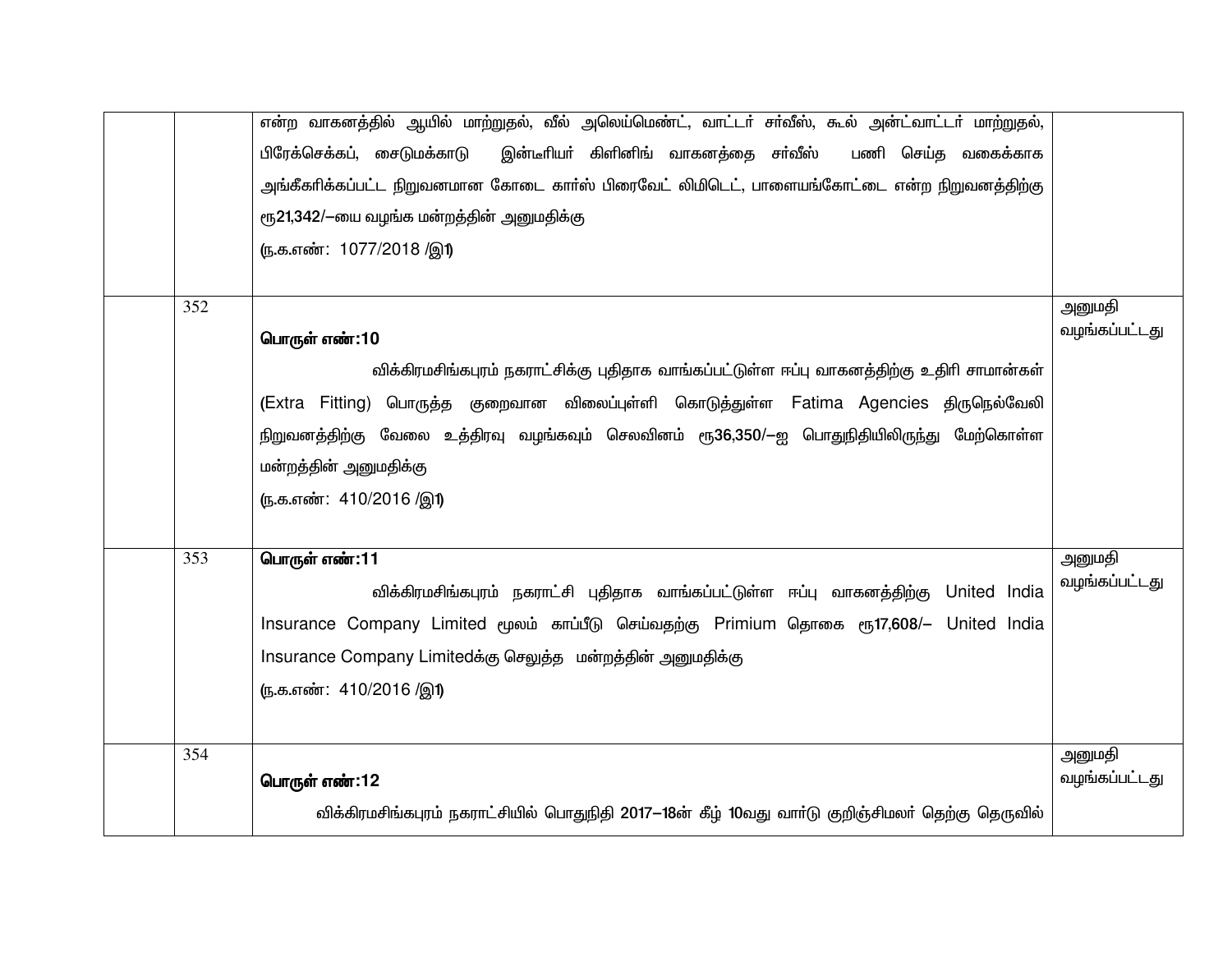|  |  |  |  |
|---|---|---|---|
|  |  | என்ற வாகனத்தில் ஆயில் மாற்றுதல், வீல் அலெய்மெண்ட், வாட்டர் சர்வீஸ், கூல் அன்ட்வாட்டர் மாற்றுதல், பிரேக்செக்கப், சைடுமக்காடு இன்டீரியர் கிளினிங் வாகனத்தை சர்வீஸ் பணி செய்த வகைக்காக அங்கீகரிக்கப்பட்ட நிறுவனமான கோடை கார்ஸ் பிரைவேட் லிமிடெட், பாளையங்கோட்டை என்ற நிறுவனத்திற்கு ரூ21,342/—யை வழங்க மன்றத்தின் அனுமதிக்கு<br>(ந.க.எண்: 1077/2018 /இ1) |  |
|  | 352 | **பொருள் எண்:10**<br>விக்கிரமசிங்கபுரம் நகராட்சிக்கு புதிதாக வாங்கப்பட்டுள்ள ஈப்பு வாகனத்திற்கு உதிரி சாமான்கள் (Extra Fitting) பொருத்த குறைவான விலைப்புள்ளி கொடுத்துள்ள Fatima Agencies திருநெல்வேலி நிறுவனத்திற்கு வேலை உத்திரவு வழங்கவும் செலவினம் ரூ36,350/—ஐ பொதுநிதியிலிருந்து மேற்கொள்ள மன்றத்தின் அனுமதிக்கு<br>(ந.க.எண்: 410/2016 /இ1) | அனுமதி வழங்கப்பட்டது |
|  | 353 | **பொருள் எண்:11**<br>விக்கிரமசிங்கபுரம் நகராட்சி புதிதாக வாங்கப்பட்டுள்ள ஈப்பு வாகனத்திற்கு United India Insurance Company Limited மூலம் காப்பீடு செய்வதற்கு Primium தொகை ரூ17,608/— United India Insurance Company Limitedக்கு செலுத்த மன்றத்தின் அனுமதிக்கு<br>(ந.க.எண்: 410/2016 /இ1) | அனுமதி வழங்கப்பட்டது |
|  | 354 | **பொருள் எண்:12**<br>விக்கிரமசிங்கபுரம் நகராட்சியில் பொதுநிதி 2017—18ன் கீழ் 10வது வார்டு குறிஞ்சிமலர் தெற்கு தெருவில் | அனுமதி வழங்கப்பட்டது |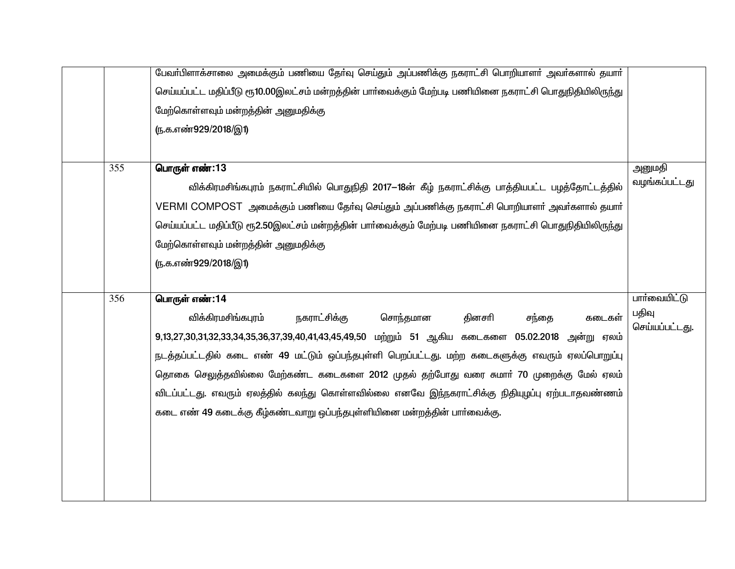| | | | |
|---|---|---|---|
| | | பேவர்பிளாக்சாலை அமைக்கும் பணியை தேர்வு செய்தும் அப்பணிக்கு நகராட்சி பொறியாளர் அவர்களால் தயார் செய்யப்பட்ட மதிப்பீடு ரூ10.00இலட்சம் மன்றத்தின் பார்வைக்கும் மேற்படி பணியினை நகராட்சி பொதுநிதியிலிருந்து மேற்கொள்ளவும் மன்றத்தின் அனுமதிக்கு<br>(ந.க.எண்929/2018/இ1) | |
| | 355 | **பொருள் எண்:13**<br>விக்கிரமசிங்கபுரம் நகராட்சியில் பொதுநிதி 2017–18ன் கீழ் நகராட்சிக்கு பாத்தியபட்ட பழத்தோட்டத்தில் VERMI COMPOST அமைக்கும் பணியை தேர்வு செய்தும் அப்பணிக்கு நகராட்சி பொறியாளர் அவர்களால் தயார் செய்யப்பட்ட மதிப்பீடு ரூ2.50இலட்சம் மன்றத்தின் பார்வைக்கும் மேற்படி பணியினை நகராட்சி பொதுநிதியிலிருந்து மேற்கொள்ளவும் மன்றத்தின் அனுமதிக்கு<br>(ந.க.எண்929/2018/இ1) | அனுமதி வழங்கப்பட்டது |
| | 356 | **பொருள் எண்:14**<br>விக்கிரமசிங்கபுரம் நகராட்சிக்கு சொந்தமான தினசரி சந்தை கடைகள் 9,13,27,30,31,32,33,34,35,36,37,39,40,41,43,45,49,50 மற்றும் 51 ஆகிய கடைகளை 05.02.2018 அன்று ஏலம் நடத்தப்பட்டதில் கடை எண் 49 மட்டும் ஒப்பந்தபுள்ளி பெறப்பட்டது. மற்ற கடைகளுக்கு எவரும் ஏலப்பொறுப்பு தொகை செலுத்தவில்லை மேற்கண்ட கடைகளை 2012 முதல் தற்போது வரை சுமார் 70 முறைக்கு மேல் ஏலம் விடப்பட்டது. எவரும் ஏலத்தில் கலந்து கொள்ளவில்லை எனவே இந்நகராட்சிக்கு நிதியுழப்பு ஏற்படாதவண்ணம் கடை எண் 49 கடைக்கு கீழ்கண்டவாறு ஒப்பந்தபுள்ளியினை மன்றத்தின் பார்வைக்கு. | பார்வையிட்டு பதிவு செய்யப்பட்டது. |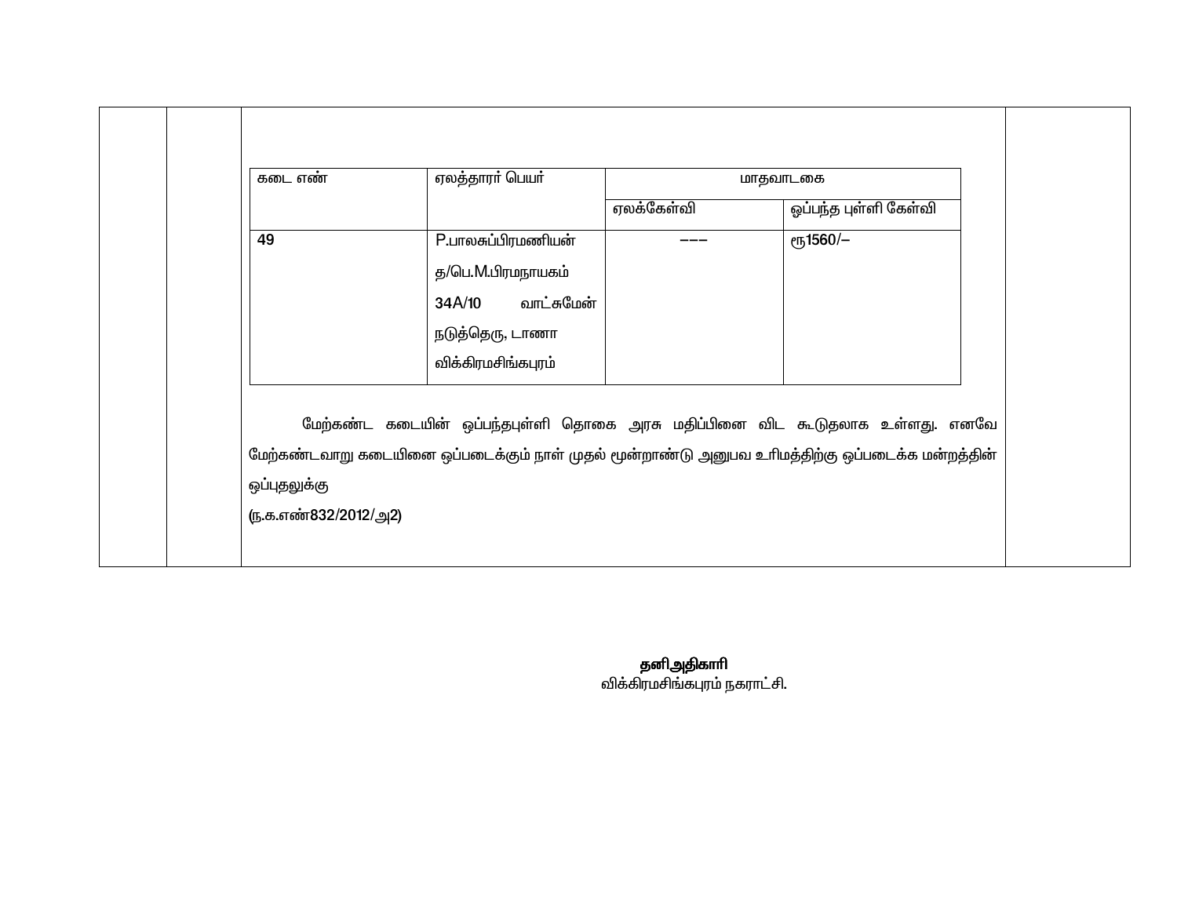| கடை எண் | ஏலத்தாரர் பெயர் | மாதவாடகை | |
|---|---|---|---|
| | | ஏலக்கேள்வி | ஒப்பந்த புள்ளி கேள்வி |
| 49 | P.பாலசுப்பிரமணியன் த/பெ.M.பிரமநாயகம் 34A/10 வாட்சுமேன் நடுத்தெரு, டாணா விக்கிரமசிங்கபுரம் | ––– | ரூ1560/– |

மேற்கண்ட கடையின் ஒப்பந்தபுள்ளி தொகை அரசு மதிப்பினை விட கூடுதலாக உள்ளது. எனவே மேற்கண்டவாறு கடையினை ஒப்படைக்கும் நாள் முதல் மூன்றாண்டு அனுபவ உரிமத்திற்கு ஒப்படைக்க மன்றத்தின் ஒப்புதலுக்கு

(ந.க.எண்832/2012/அ2)

**தனி அதிகாரி**
விக்கிரமசிங்கபுரம் நகராட்சி.